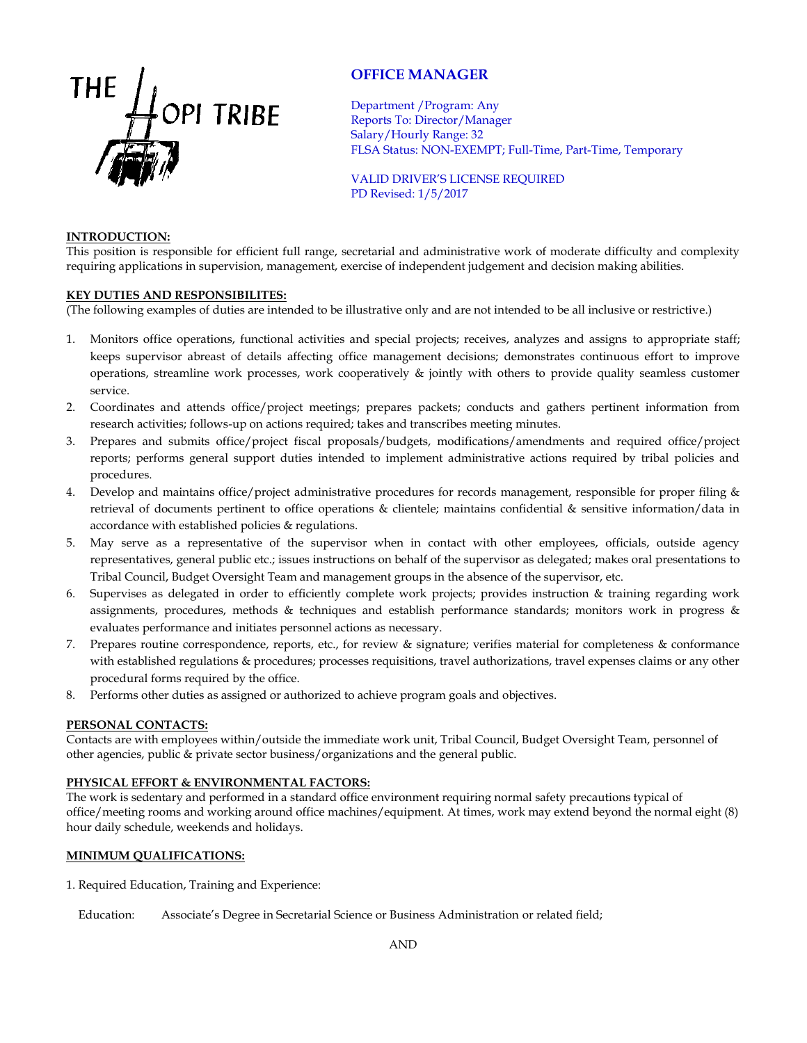THE HOPI TRIBE

# OFFICE MANAGER

Department /Program: Any
Reports To: Director/Manager
Salary/Hourly Range: 32
FLSA Status: NON-EXEMPT; Full-Time, Part-Time, Temporary

VALID DRIVER'S LICENSE REQUIRED
PD Revised: 1/5/2017

## INTRODUCTION:

This position is responsible for efficient full range, secretarial and administrative work of moderate difficulty and complexity requiring applications in supervision, management, exercise of independent judgement and decision making abilities.

## KEY DUTIES AND RESPONSIBILITES:

(The following examples of duties are intended to be illustrative only and are not intended to be all inclusive or restrictive.)

1. Monitors office operations, functional activities and special projects; receives, analyzes and assigns to appropriate staff; keeps supervisor abreast of details affecting office management decisions; demonstrates continuous effort to improve operations, streamline work processes, work cooperatively & jointly with others to provide quality seamless customer service.
2. Coordinates and attends office/project meetings; prepares packets; conducts and gathers pertinent information from research activities; follows-up on actions required; takes and transcribes meeting minutes.
3. Prepares and submits office/project fiscal proposals/budgets, modifications/amendments and required office/project reports; performs general support duties intended to implement administrative actions required by tribal policies and procedures.
4. Develop and maintains office/project administrative procedures for records management, responsible for proper filing & retrieval of documents pertinent to office operations & clientele; maintains confidential & sensitive information/data in accordance with established policies & regulations.
5. May serve as a representative of the supervisor when in contact with other employees, officials, outside agency representatives, general public etc.; issues instructions on behalf of the supervisor as delegated; makes oral presentations to Tribal Council, Budget Oversight Team and management groups in the absence of the supervisor, etc.
6. Supervises as delegated in order to efficiently complete work projects; provides instruction & training regarding work assignments, procedures, methods & techniques and establish performance standards; monitors work in progress & evaluates performance and initiates personnel actions as necessary.
7. Prepares routine correspondence, reports, etc., for review & signature; verifies material for completeness & conformance with established regulations & procedures; processes requisitions, travel authorizations, travel expenses claims or any other procedural forms required by the office.
8. Performs other duties as assigned or authorized to achieve program goals and objectives.

## PERSONAL CONTACTS:

Contacts are with employees within/outside the immediate work unit, Tribal Council, Budget Oversight Team, personnel of other agencies, public & private sector business/organizations and the general public.

## PHYSICAL EFFORT & ENVIRONMENTAL FACTORS:

The work is sedentary and performed in a standard office environment requiring normal safety precautions typical of office/meeting rooms and working around office machines/equipment. At times, work may extend beyond the normal eight (8) hour daily schedule, weekends and holidays.

## MINIMUM QUALIFICATIONS:

1. Required Education, Training and Experience:

Education: Associate's Degree in Secretarial Science or Business Administration or related field;

AND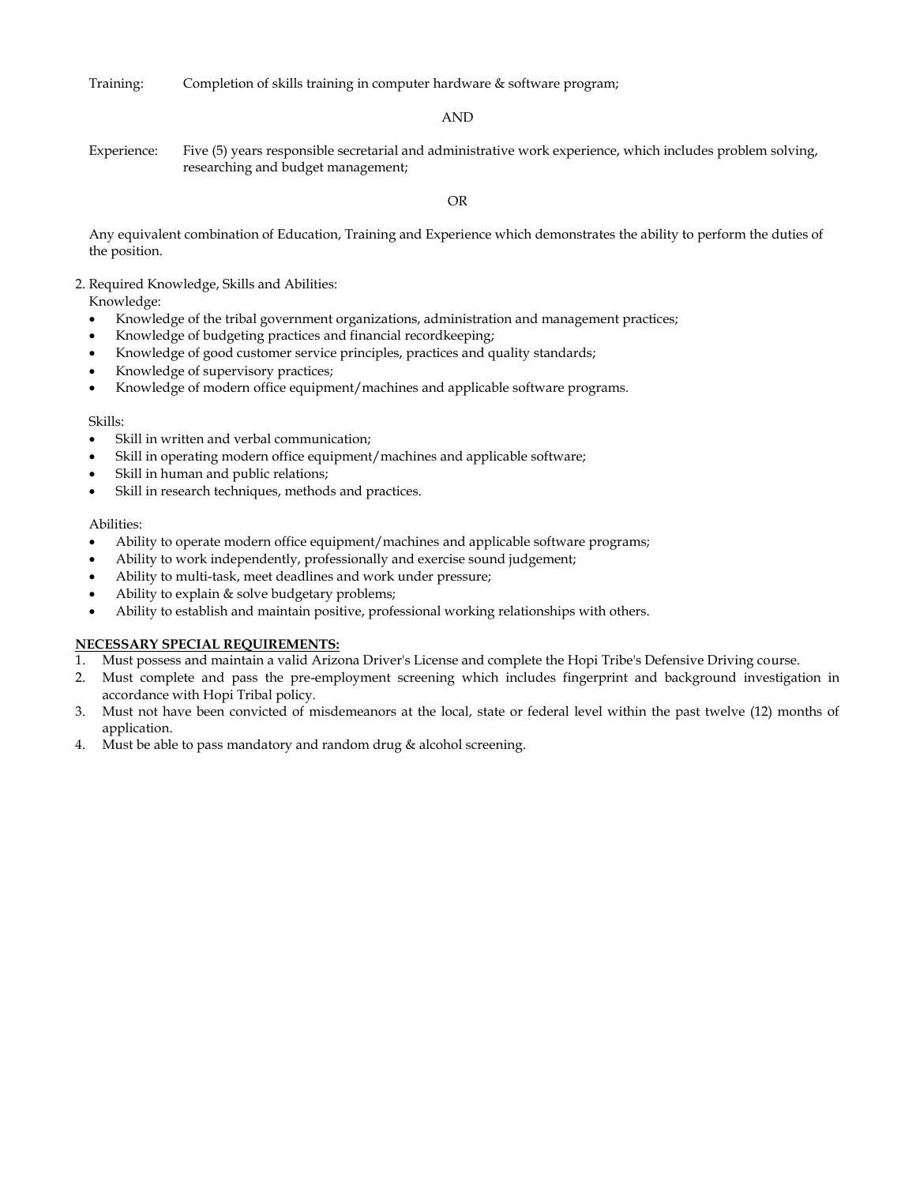Training: Completion of skills training in computer hardware & software program;

AND

Experience: Five (5) years responsible secretarial and administrative work experience, which includes problem solving, researching and budget management;

OR

Any equivalent combination of Education, Training and Experience which demonstrates the ability to perform the duties of the position.

2. Required Knowledge, Skills and Abilities:

Knowledge:

- Knowledge of the tribal government organizations, administration and management practices;
- Knowledge of budgeting practices and financial recordkeeping;
- Knowledge of good customer service principles, practices and quality standards;
- Knowledge of supervisory practices;
- Knowledge of modern office equipment/machines and applicable software programs.

Skills:

- Skill in written and verbal communication;
- Skill in operating modern office equipment/machines and applicable software;
- Skill in human and public relations;
- Skill in research techniques, methods and practices.

Abilities:

- Ability to operate modern office equipment/machines and applicable software programs;
- Ability to work independently, professionally and exercise sound judgement;
- Ability to multi-task, meet deadlines and work under pressure;
- Ability to explain & solve budgetary problems;
- Ability to establish and maintain positive, professional working relationships with others.

**NECESSARY SPECIAL REQUIREMENTS:**

1. Must possess and maintain a valid Arizona Driver's License and complete the Hopi Tribe's Defensive Driving course.
2. Must complete and pass the pre-employment screening which includes fingerprint and background investigation in accordance with Hopi Tribal policy.
3. Must not have been convicted of misdemeanors at the local, state or federal level within the past twelve (12) months of application.
4. Must be able to pass mandatory and random drug & alcohol screening.